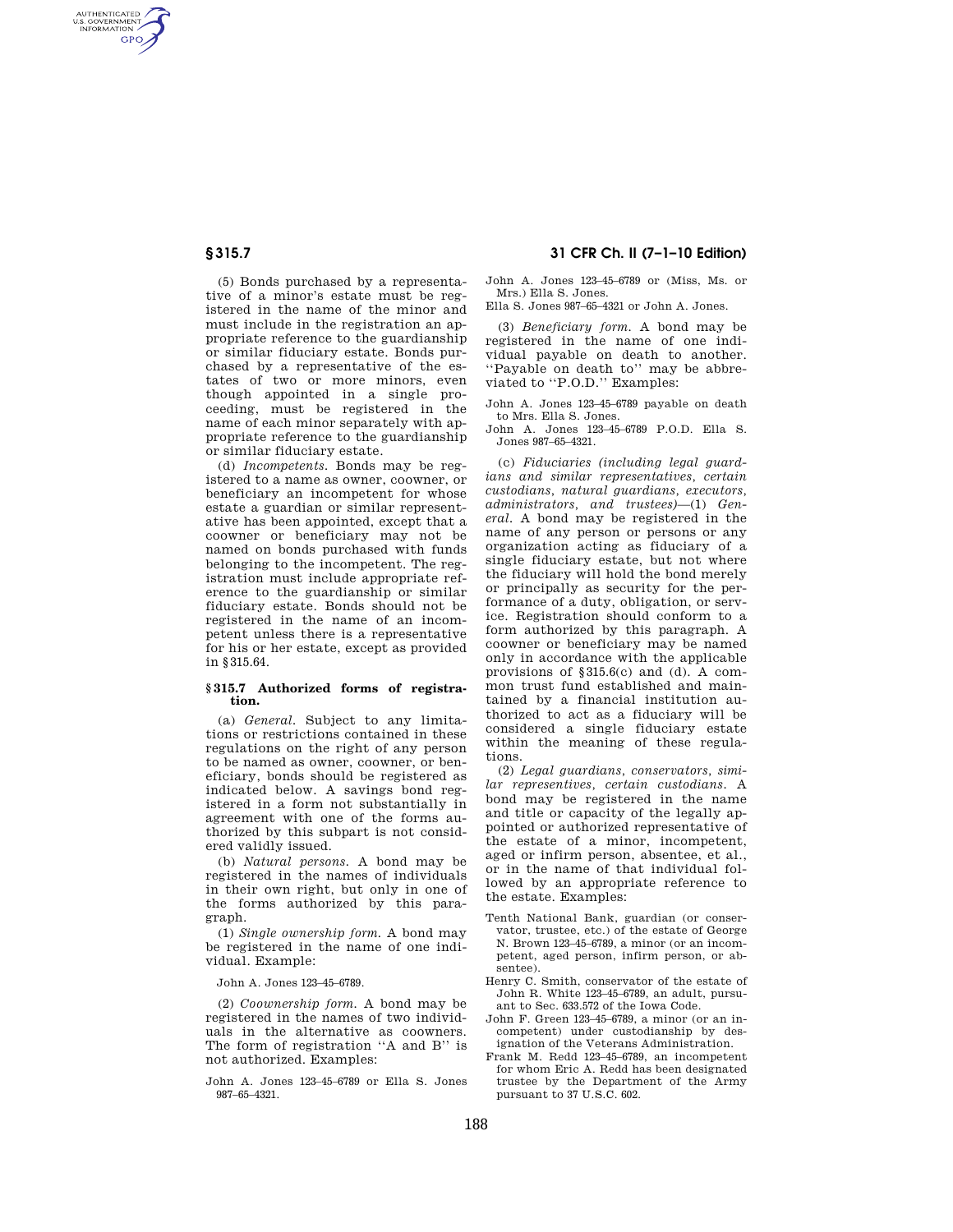(5) Bonds purchased by a representative of a minor's estate must be registered in the name of the minor and must include in the registration an appropriate reference to the guardianship or similar fiduciary estate. Bonds purchased by a representative of the estates of two or more minors, even though appointed in a single proceeding, must be registered in the name of each minor separately with appropriate reference to the guardianship or similar fiduciary estate.

(d) *Incompetents.* Bonds may be registered to a name as owner, coowner, or beneficiary an incompetent for whose estate a guardian or similar representative has been appointed, except that a coowner or beneficiary may not be named on bonds purchased with funds belonging to the incompetent. The registration must include appropriate reference to the guardianship or similar fiduciary estate. Bonds should not be registered in the name of an incompetent unless there is a representative for his or her estate, except as provided in §315.64.

### §315.7 Authorized forms of registration.

(a) *General.* Subject to any limitations or restrictions contained in these regulations on the right of any person to be named as owner, coowner, or beneficiary, bonds should be registered as indicated below. A savings bond registered in a form not substantially in agreement with one of the forms authorized by this subpart is not considered validly issued.

(b) *Natural persons.* A bond may be registered in the names of individuals in their own right, but only in one of the forms authorized by this paragraph.

(1) *Single ownership form.* A bond may be registered in the name of one individual. Example:

John A. Jones 123–45–6789.

(2) *Coownership form.* A bond may be registered in the names of two individuals in the alternative as coowners. The form of registration ''A and B'' is not authorized. Examples:

John A. Jones 123–45–6789 or Ella S. Jones 987–65–4321.

John A. Jones 123–45–6789 or (Miss, Ms. or Mrs.) Ella S. Jones.

Ella S. Jones 987–65–4321 or John A. Jones.

(3) *Beneficiary form.* A bond may be registered in the name of one individual payable on death to another. ''Payable on death to'' may be abbreviated to ''P.O.D.'' Examples:

John A. Jones 123–45–6789 payable on death to Mrs. Ella S. Jones.

John A. Jones 123–45–6789 P.O.D. Ella S. Jones 987–65–4321.

(c) *Fiduciaries (including legal guardians and similar representatives, certain custodians, natural guardians, executors, administrators, and trustees)*—(1) *General.* A bond may be registered in the name of any person or persons or any organization acting as fiduciary of a single fiduciary estate, but not where the fiduciary will hold the bond merely or principally as security for the performance of a duty, obligation, or service. Registration should conform to a form authorized by this paragraph. A coowner or beneficiary may be named only in accordance with the applicable provisions of §315.6(c) and (d). A common trust fund established and maintained by a financial institution authorized to act as a fiduciary will be considered a single fiduciary estate within the meaning of these regulations.

(2) *Legal guardians, conservators, similar representatives, certain custodians.* A bond may be registered in the name and title or capacity of the legally appointed or authorized representative of the estate of a minor, incompetent, aged or infirm person, absentee, et al., or in the name of that individual followed by an appropriate reference to the estate. Examples:

Tenth National Bank, guardian (or conservator, trustee, etc.) of the estate of George N. Brown 123–45–6789, a minor (or an incompetent, aged person, infirm person, or absentee).

Henry C. Smith, conservator of the estate of John R. White 123–45–6789, an adult, pursuant to Sec. 633.572 of the Iowa Code.

John F. Green 123–45–6789, a minor (or an incompetent) under custodianship by designation of the Veterans Administration.

Frank M. Redd 123–45–6789, an incompetent for whom Eric A. Redd has been designated trustee by the Department of the Army pursuant to 37 U.S.C. 602.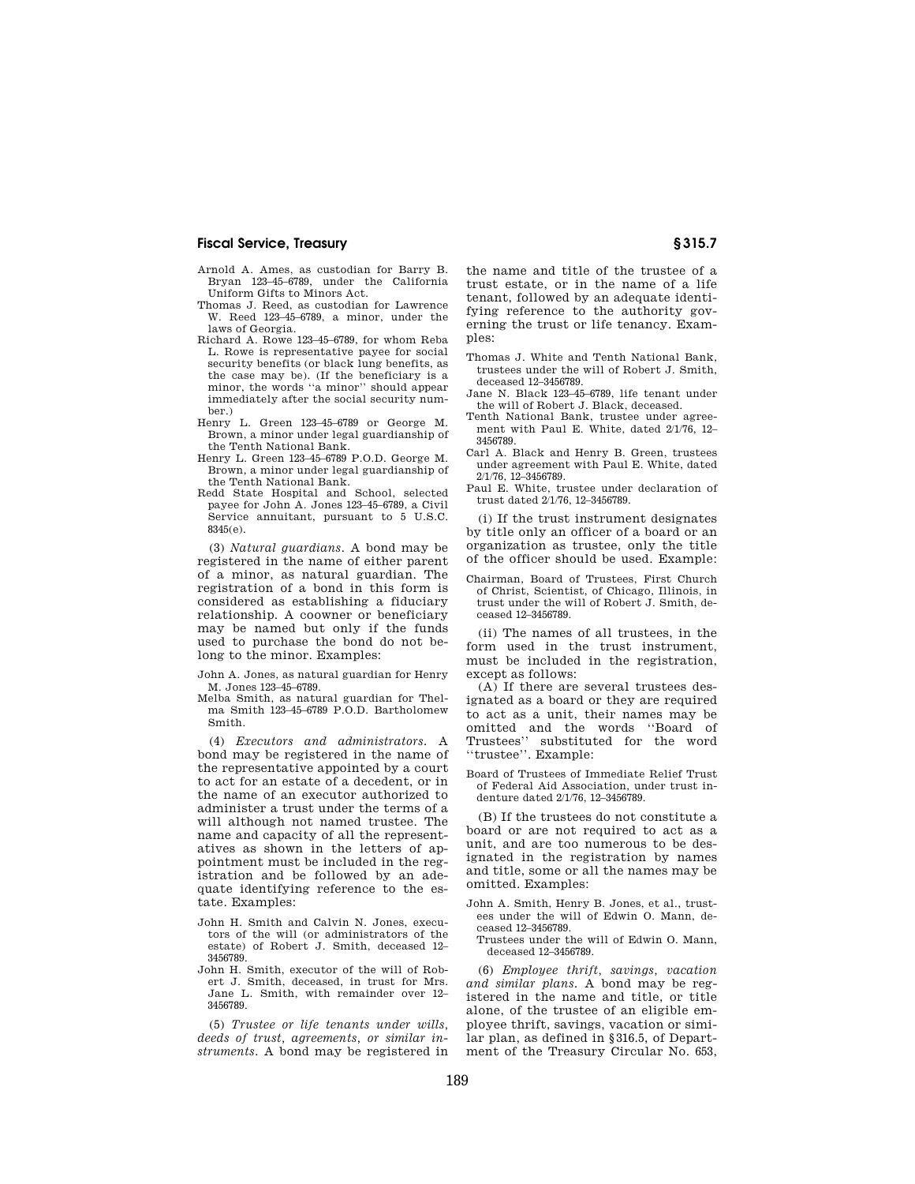Arnold A. Ames, as custodian for Barry B. Bryan 123–45–6789, under the California Uniform Gifts to Minors Act.

Thomas J. Reed, as custodian for Lawrence W. Reed 123–45–6789, a minor, under the laws of Georgia.

Richard A. Rowe 123–45–6789, for whom Reba L. Rowe is representative payee for social security benefits (or black lung benefits, as the case may be). (If the beneficiary is a minor, the words ''a minor'' should appear immediately after the social security number.)

Henry L. Green 123–45–6789 or George M. Brown, a minor under legal guardianship of the Tenth National Bank.

Henry L. Green 123–45–6789 P.O.D. George M. Brown, a minor under legal guardianship of the Tenth National Bank.

Redd State Hospital and School, selected payee for John A. Jones 123–45–6789, a Civil Service annuitant, pursuant to 5 U.S.C. 8345(e).

(3) *Natural guardians.* A bond may be registered in the name of either parent of a minor, as natural guardian. The registration of a bond in this form is considered as establishing a fiduciary relationship. A coowner or beneficiary may be named but only if the funds used to purchase the bond do not belong to the minor. Examples:

John A. Jones, as natural guardian for Henry M. Jones 123–45–6789.

Melba Smith, as natural guardian for Thelma Smith 123–45–6789 P.O.D. Bartholomew Smith.

(4) *Executors and administrators.* A bond may be registered in the name of the representative appointed by a court to act for an estate of a decedent, or in the name of an executor authorized to administer a trust under the terms of a will although not named trustee. The name and capacity of all the representatives as shown in the letters of appointment must be included in the registration and be followed by an adequate identifying reference to the estate. Examples:

John H. Smith and Calvin N. Jones, executors of the will (or administrators of the estate) of Robert J. Smith, deceased 12–3456789.

John H. Smith, executor of the will of Robert J. Smith, deceased, in trust for Mrs. Jane L. Smith, with remainder over 12–3456789.

(5) *Trustee or life tenants under wills, deeds of trust, agreements, or similar instruments.* A bond may be registered in the name and title of the trustee of a trust estate, or in the name of a life tenant, followed by an adequate identifying reference to the authority governing the trust or life tenancy. Examples:

Thomas J. White and Tenth National Bank, trustees under the will of Robert J. Smith, deceased 12–3456789.

Jane N. Black 123–45–6789, life tenant under the will of Robert J. Black, deceased.

Tenth National Bank, trustee under agreement with Paul E. White, dated 2/1/76, 12–3456789.

Carl A. Black and Henry B. Green, trustees under agreement with Paul E. White, dated 2/1/76, 12–3456789.

Paul E. White, trustee under declaration of trust dated 2/1/76, 12–3456789.

(i) If the trust instrument designates by title only an officer of a board or an organization as trustee, only the title of the officer should be used. Example:

Chairman, Board of Trustees, First Church of Christ, Scientist, of Chicago, Illinois, in trust under the will of Robert J. Smith, deceased 12–3456789.

(ii) The names of all trustees, in the form used in the trust instrument, must be included in the registration, except as follows:

(A) If there are several trustees designated as a board or they are required to act as a unit, their names may be omitted and the words ''Board of Trustees'' substituted for the word ''trustee''. Example:

Board of Trustees of Immediate Relief Trust of Federal Aid Association, under trust indenture dated 2/1/76, 12–3456789.

(B) If the trustees do not constitute a board or are not required to act as a unit, and are too numerous to be designated in the registration by names and title, some or all the names may be omitted. Examples:

John A. Smith, Henry B. Jones, et al., trustees under the will of Edwin O. Mann, deceased 12–3456789.

Trustees under the will of Edwin O. Mann, deceased 12–3456789.

(6) *Employee thrift, savings, vacation and similar plans.* A bond may be registered in the name and title, or title alone, of the trustee of an eligible employee thrift, savings, vacation or similar plan, as defined in §316.5, of Department of the Treasury Circular No. 653,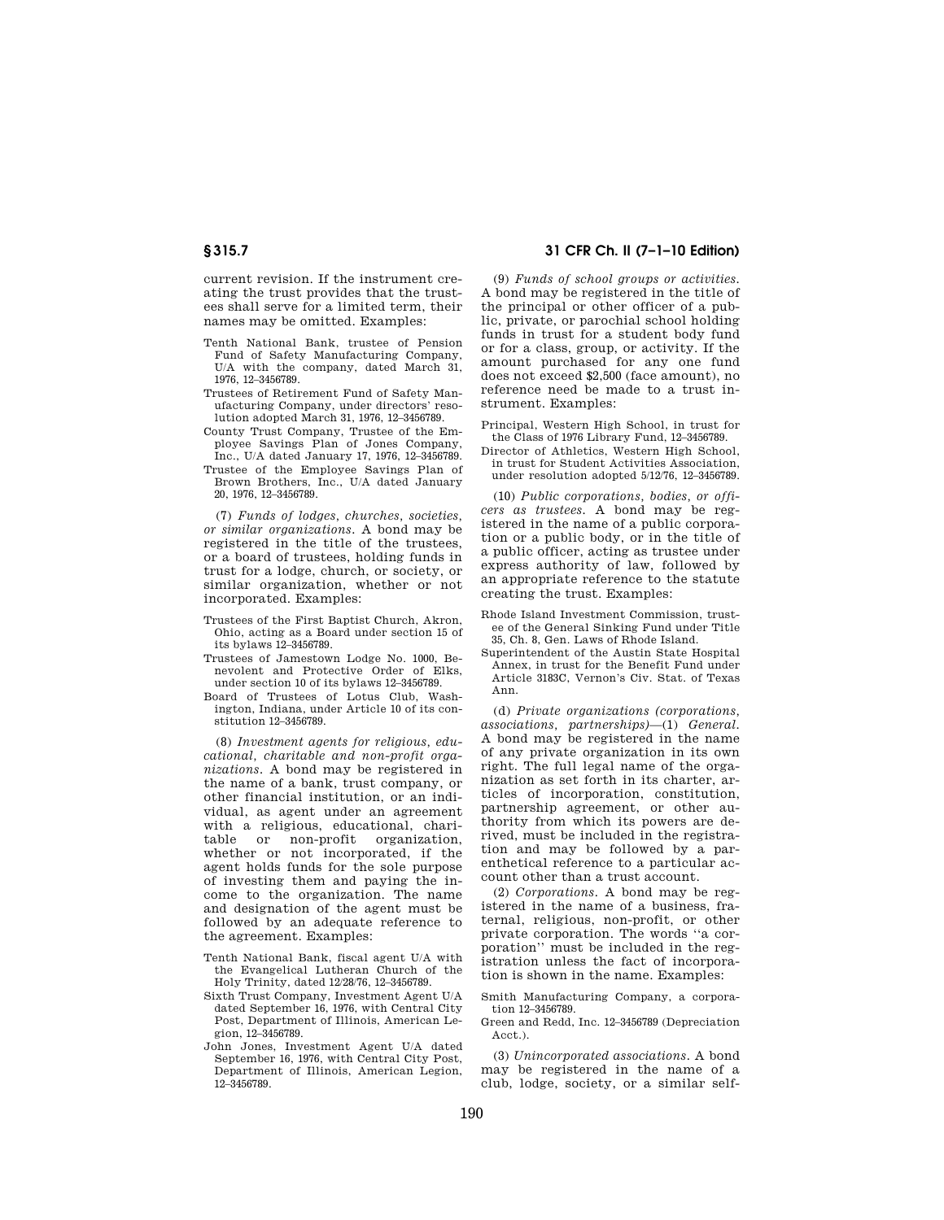current revision. If the instrument creating the trust provides that the trustees shall serve for a limited term, their names may be omitted. Examples:

Tenth National Bank, trustee of Pension Fund of Safety Manufacturing Company, U/A with the company, dated March 31, 1976, 12–3456789.

Trustees of Retirement Fund of Safety Manufacturing Company, under directors' resolution adopted March 31, 1976, 12–3456789.

County Trust Company, Trustee of the Employee Savings Plan of Jones Company, Inc., U/A dated January 17, 1976, 12–3456789.

Trustee of the Employee Savings Plan of Brown Brothers, Inc., U/A dated January 20, 1976, 12–3456789.

(7) *Funds of lodges, churches, societies, or similar organizations.* A bond may be registered in the title of the trustees, or a board of trustees, holding funds in trust for a lodge, church, or society, or similar organization, whether or not incorporated. Examples:

Trustees of the First Baptist Church, Akron, Ohio, acting as a Board under section 15 of its bylaws 12–3456789.

Trustees of Jamestown Lodge No. 1000, Benevolent and Protective Order of Elks, under section 10 of its bylaws 12–3456789.

Board of Trustees of Lotus Club, Washington, Indiana, under Article 10 of its constitution 12–3456789.

(8) *Investment agents for religious, educational, charitable and non-profit organizations.* A bond may be registered in the name of a bank, trust company, or other financial institution, or an individual, as agent under an agreement with a religious, educational, charitable or non-profit organization, whether or not incorporated, if the agent holds funds for the sole purpose of investing them and paying the income to the organization. The name and designation of the agent must be followed by an adequate reference to the agreement. Examples:

Tenth National Bank, fiscal agent U/A with the Evangelical Lutheran Church of the Holy Trinity, dated 12/28/76, 12–3456789.

Sixth Trust Company, Investment Agent U/A dated September 16, 1976, with Central City Post, Department of Illinois, American Legion, 12–3456789.

John Jones, Investment Agent U/A dated September 16, 1976, with Central City Post, Department of Illinois, American Legion, 12–3456789.

(9) *Funds of school groups or activities.* A bond may be registered in the title of the principal or other officer of a public, private, or parochial school holding funds in trust for a student body fund or for a class, group, or activity. If the amount purchased for any one fund does not exceed $2,500 (face amount), no reference need be made to a trust instrument. Examples:

Principal, Western High School, in trust for the Class of 1976 Library Fund, 12–3456789.

Director of Athletics, Western High School, in trust for Student Activities Association, under resolution adopted 5/12/76, 12–3456789.

(10) *Public corporations, bodies, or officers as trustees.* A bond may be registered in the name of a public corporation or a public body, or in the title of a public officer, acting as trustee under express authority of law, followed by an appropriate reference to the statute creating the trust. Examples:

Rhode Island Investment Commission, trustee of the General Sinking Fund under Title 35, Ch. 8, Gen. Laws of Rhode Island.

Superintendent of the Austin State Hospital Annex, in trust for the Benefit Fund under Article 3183C, Vernon's Civ. Stat. of Texas Ann.

(d) *Private organizations (corporations, associations, partnerships)*—(1) *General.* A bond may be registered in the name of any private organization in its own right. The full legal name of the organization as set forth in its charter, articles of incorporation, constitution, partnership agreement, or other authority from which its powers are derived, must be included in the registration and may be followed by a parenthetical reference to a particular account other than a trust account.

(2) *Corporations.* A bond may be registered in the name of a business, fraternal, religious, non-profit, or other private corporation. The words "a corporation" must be included in the registration unless the fact of incorporation is shown in the name. Examples:

Smith Manufacturing Company, a corporation 12–3456789.

Green and Redd, Inc. 12–3456789 (Depreciation Acct.).

(3) *Unincorporated associations.* A bond may be registered in the name of a club, lodge, society, or a similar self-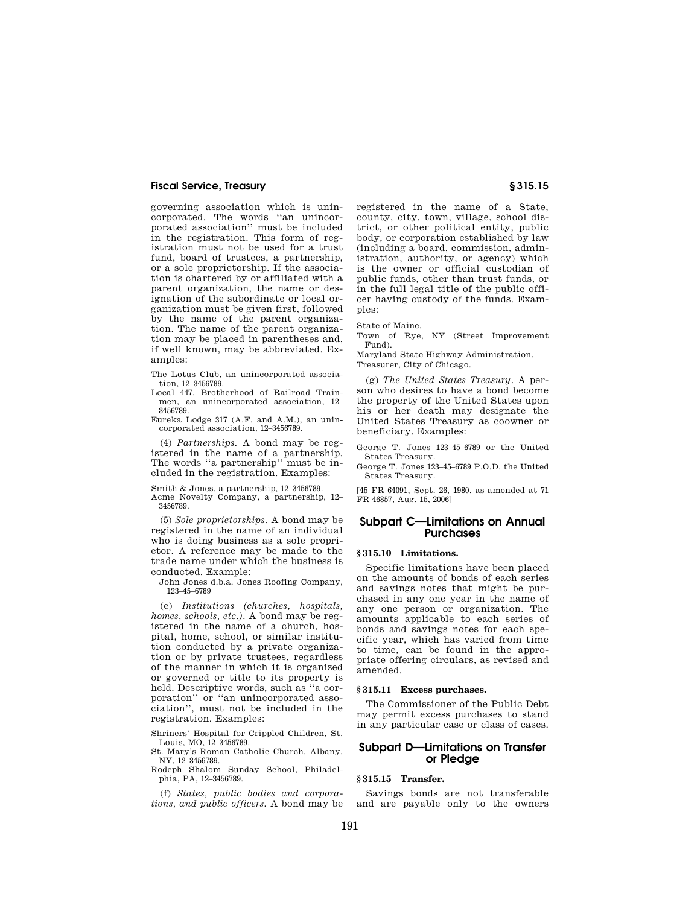governing association which is unincorporated. The words "an unincorporated association" must be included in the registration. This form of registration must not be used for a trust fund, board of trustees, a partnership, or a sole proprietorship. If the association is chartered by or affiliated with a parent organization, the name or designation of the subordinate or local organization must be given first, followed by the name of the parent organization. The name of the parent organization may be placed in parentheses and, if well known, may be abbreviated. Examples:

The Lotus Club, an unincorporated association, 12–3456789.
Local 447, Brotherhood of Railroad Trainmen, an unincorporated association, 12–3456789.
Eureka Lodge 317 (A.F. and A.M.), an unincorporated association, 12–3456789.

(4) *Partnerships.* A bond may be registered in the name of a partnership. The words "a partnership" must be included in the registration. Examples:

Smith & Jones, a partnership, 12–3456789.
Acme Novelty Company, a partnership, 12–3456789.

(5) *Sole proprietorships.* A bond may be registered in the name of an individual who is doing business as a sole proprietor. A reference may be made to the trade name under which the business is conducted. Example:

John Jones d.b.a. Jones Roofing Company, 123–45–6789

(e) *Institutions (churches, hospitals, homes, schools, etc.).* A bond may be registered in the name of a church, hospital, home, school, or similar institution conducted by a private organization or by private trustees, regardless of the manner in which it is organized or governed or title to its property is held. Descriptive words, such as "a corporation" or "an unincorporated association", must not be included in the registration. Examples:

Shriners' Hospital for Crippled Children, St. Louis, MO, 12–3456789.
St. Mary's Roman Catholic Church, Albany, NY, 12–3456789.
Rodeph Shalom Sunday School, Philadelphia, PA, 12–3456789.

(f) *States, public bodies and corporations, and public officers.* A bond may be registered in the name of a State, county, city, town, village, school district, or other political entity, public body, or corporation established by law (including a board, commission, administration, authority, or agency) which is the owner or official custodian of public funds, other than trust funds, or in the full legal title of the public officer having custody of the funds. Examples:

State of Maine.
Town of Rye, NY (Street Improvement Fund).
Maryland State Highway Administration.
Treasurer, City of Chicago.

(g) *The United States Treasury.* A person who desires to have a bond become the property of the United States upon his or her death may designate the United States Treasury as coowner or beneficiary. Examples:

George T. Jones 123–45–6789 or the United States Treasury.
George T. Jones 123–45–6789 P.O.D. the United States Treasury.

[45 FR 64091, Sept. 26, 1980, as amended at 71 FR 46857, Aug. 15, 2006]

## Subpart C—Limitations on Annual Purchases

### § 315.10 Limitations.

Specific limitations have been placed on the amounts of bonds of each series and savings notes that might be purchased in any one year in the name of any one person or organization. The amounts applicable to each series of bonds and savings notes for each specific year, which has varied from time to time, can be found in the appropriate offering circulars, as revised and amended.

### § 315.11 Excess purchases.

The Commissioner of the Public Debt may permit excess purchases to stand in any particular case or class of cases.

## Subpart D—Limitations on Transfer or Pledge

### § 315.15 Transfer.

Savings bonds are not transferable and are payable only to the owners